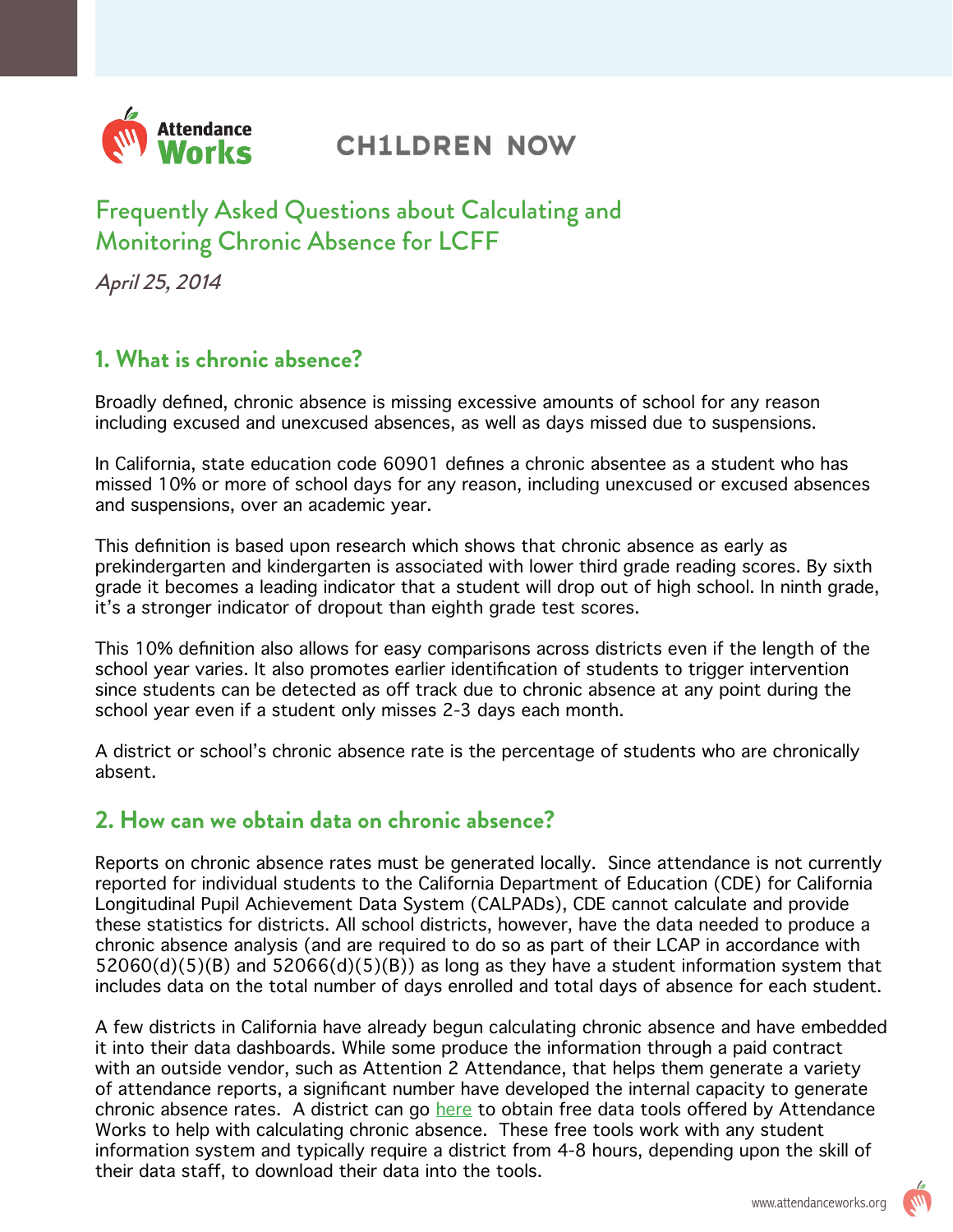Attendance Works

CH1LDREN NOW

# Frequently Asked Questions about Calculating and Monitoring Chronic Absence for LCFF

*April 25, 2014*

## 1. What is chronic absence?

Broadly defined, chronic absence is missing excessive amounts of school for any reason including excused and unexcused absences, as well as days missed due to suspensions.

In California, state education code 60901 defines a chronic absentee as a student who has missed 10% or more of school days for any reason, including unexcused or excused absences and suspensions, over an academic year.

This definition is based upon research which shows that chronic absence as early as prekindergarten and kindergarten is associated with lower third grade reading scores. By sixth grade it becomes a leading indicator that a student will drop out of high school. In ninth grade, it's a stronger indicator of dropout than eighth grade test scores.

This 10% definition also allows for easy comparisons across districts even if the length of the school year varies. It also promotes earlier identification of students to trigger intervention since students can be detected as off track due to chronic absence at any point during the school year even if a student only misses 2-3 days each month.

A district or school's chronic absence rate is the percentage of students who are chronically absent.

## 2. How can we obtain data on chronic absence?

Reports on chronic absence rates must be generated locally. Since attendance is not currently reported for individual students to the California Department of Education (CDE) for California Longitudinal Pupil Achievement Data System (CALPADs), CDE cannot calculate and provide these statistics for districts. All school districts, however, have the data needed to produce a chronic absence analysis (and are required to do so as part of their LCAP in accordance with 52060(d)(5)(B) and 52066(d)(5)(B)) as long as they have a student information system that includes data on the total number of days enrolled and total days of absence for each student.

A few districts in California have already begun calculating chronic absence and have embedded it into their data dashboards. While some produce the information through a paid contract with an outside vendor, such as Attention 2 Attendance, that helps them generate a variety of attendance reports, a significant number have developed the internal capacity to generate chronic absence rates. A district can go here to obtain free data tools offered by Attendance Works to help with calculating chronic absence. These free tools work with any student information system and typically require a district from 4-8 hours, depending upon the skill of their data staff, to download their data into the tools.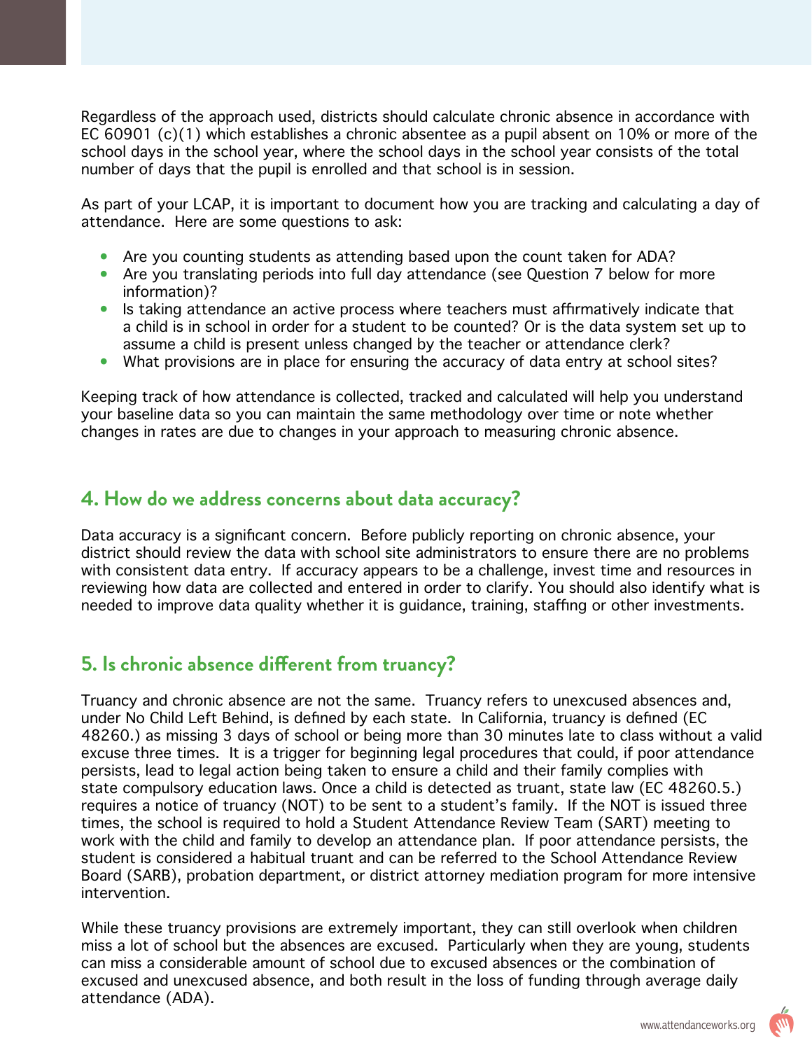Regardless of the approach used, districts should calculate chronic absence in accordance with EC 60901 (c)(1) which establishes a chronic absentee as a pupil absent on 10% or more of the school days in the school year, where the school days in the school year consists of the total number of days that the pupil is enrolled and that school is in session.

As part of your LCAP, it is important to document how you are tracking and calculating a day of attendance. Here are some questions to ask:

- Are you counting students as attending based upon the count taken for ADA?
- Are you translating periods into full day attendance (see Question 7 below for more information)?
- Is taking attendance an active process where teachers must affirmatively indicate that a child is in school in order for a student to be counted? Or is the data system set up to assume a child is present unless changed by the teacher or attendance clerk?
- What provisions are in place for ensuring the accuracy of data entry at school sites?

Keeping track of how attendance is collected, tracked and calculated will help you understand your baseline data so you can maintain the same methodology over time or note whether changes in rates are due to changes in your approach to measuring chronic absence.

## 4. How do we address concerns about data accuracy?

Data accuracy is a significant concern. Before publicly reporting on chronic absence, your district should review the data with school site administrators to ensure there are no problems with consistent data entry. If accuracy appears to be a challenge, invest time and resources in reviewing how data are collected and entered in order to clarify. You should also identify what is needed to improve data quality whether it is guidance, training, staffing or other investments.

## 5. Is chronic absence different from truancy?

Truancy and chronic absence are not the same. Truancy refers to unexcused absences and, under No Child Left Behind, is defined by each state. In California, truancy is defined (EC 48260.) as missing 3 days of school or being more than 30 minutes late to class without a valid excuse three times. It is a trigger for beginning legal procedures that could, if poor attendance persists, lead to legal action being taken to ensure a child and their family complies with state compulsory education laws. Once a child is detected as truant, state law (EC 48260.5.) requires a notice of truancy (NOT) to be sent to a student's family. If the NOT is issued three times, the school is required to hold a Student Attendance Review Team (SART) meeting to work with the child and family to develop an attendance plan. If poor attendance persists, the student is considered a habitual truant and can be referred to the School Attendance Review Board (SARB), probation department, or district attorney mediation program for more intensive intervention.

While these truancy provisions are extremely important, they can still overlook when children miss a lot of school but the absences are excused. Particularly when they are young, students can miss a considerable amount of school due to excused absences or the combination of excused and unexcused absence, and both result in the loss of funding through average daily attendance (ADA).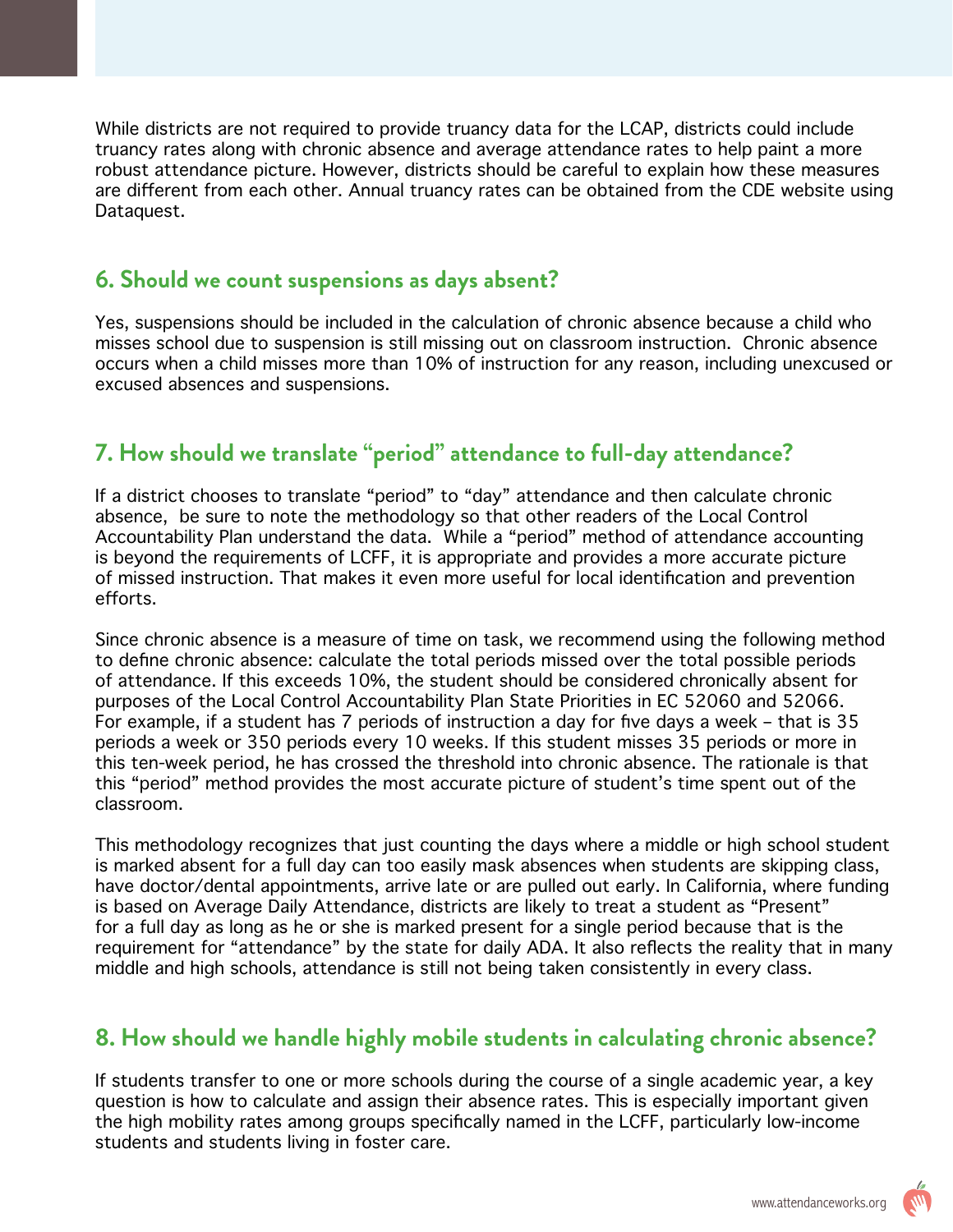While districts are not required to provide truancy data for the LCAP, districts could include truancy rates along with chronic absence and average attendance rates to help paint a more robust attendance picture. However, districts should be careful to explain how these measures are different from each other. Annual truancy rates can be obtained from the CDE website using Dataquest.

## 6. Should we count suspensions as days absent?

Yes, suspensions should be included in the calculation of chronic absence because a child who misses school due to suspension is still missing out on classroom instruction. Chronic absence occurs when a child misses more than 10% of instruction for any reason, including unexcused or excused absences and suspensions.

## 7. How should we translate "period" attendance to full-day attendance?

If a district chooses to translate "period" to "day" attendance and then calculate chronic absence, be sure to note the methodology so that other readers of the Local Control Accountability Plan understand the data. While a "period" method of attendance accounting is beyond the requirements of LCFF, it is appropriate and provides a more accurate picture of missed instruction. That makes it even more useful for local identification and prevention efforts.

Since chronic absence is a measure of time on task, we recommend using the following method to define chronic absence: calculate the total periods missed over the total possible periods of attendance. If this exceeds 10%, the student should be considered chronically absent for purposes of the Local Control Accountability Plan State Priorities in EC 52060 and 52066. For example, if a student has 7 periods of instruction a day for five days a week – that is 35 periods a week or 350 periods every 10 weeks. If this student misses 35 periods or more in this ten-week period, he has crossed the threshold into chronic absence. The rationale is that this "period" method provides the most accurate picture of student's time spent out of the classroom.

This methodology recognizes that just counting the days where a middle or high school student is marked absent for a full day can too easily mask absences when students are skipping class, have doctor/dental appointments, arrive late or are pulled out early. In California, where funding is based on Average Daily Attendance, districts are likely to treat a student as "Present" for a full day as long as he or she is marked present for a single period because that is the requirement for "attendance" by the state for daily ADA. It also reflects the reality that in many middle and high schools, attendance is still not being taken consistently in every class.

## 8. How should we handle highly mobile students in calculating chronic absence?

If students transfer to one or more schools during the course of a single academic year, a key question is how to calculate and assign their absence rates. This is especially important given the high mobility rates among groups specifically named in the LCFF, particularly low-income students and students living in foster care.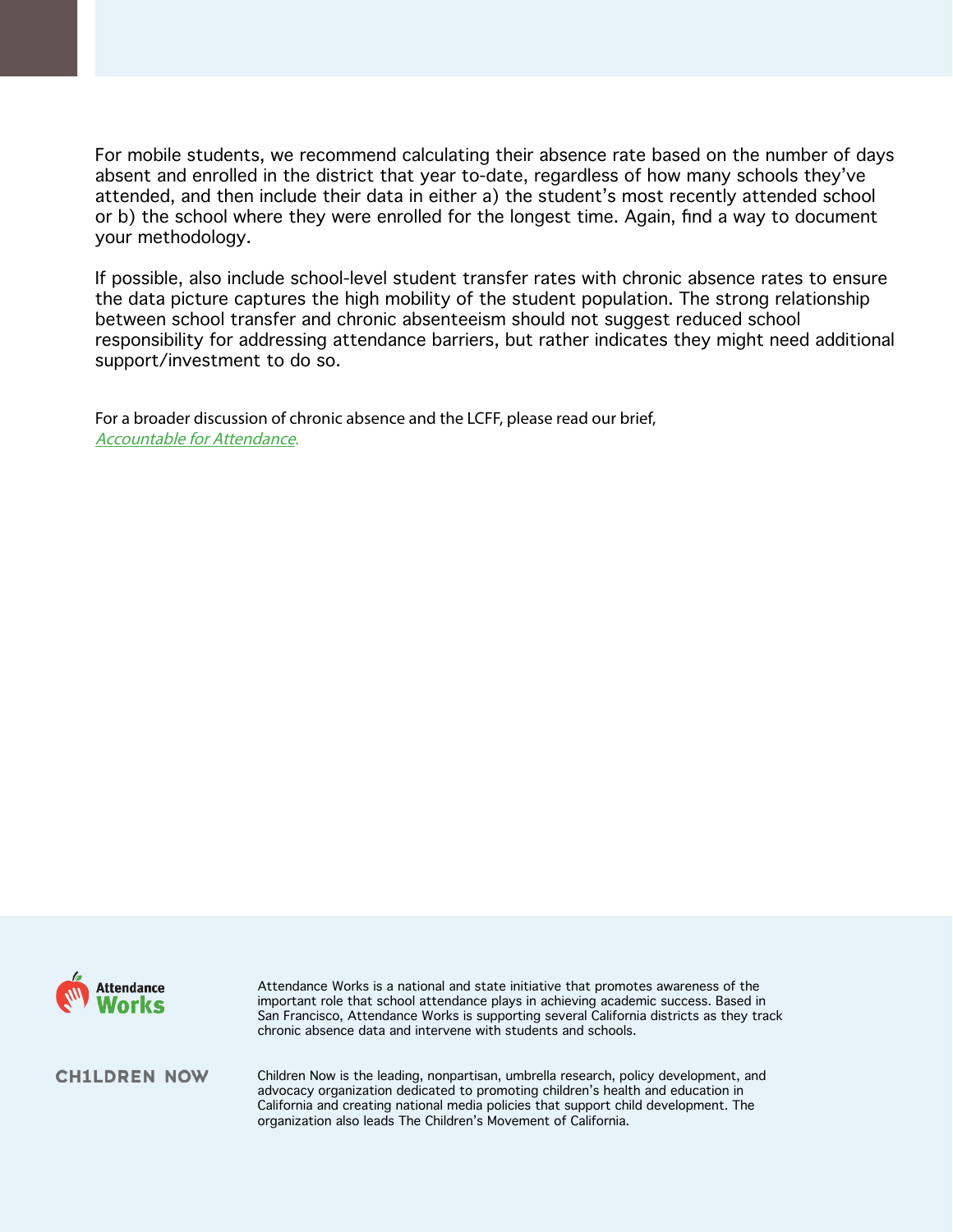For mobile students, we recommend calculating their absence rate based on the number of days absent and enrolled in the district that year to-date, regardless of how many schools they've attended, and then include their data in either a) the student's most recently attended school or b) the school where they were enrolled for the longest time. Again, find a way to document your methodology.

If possible, also include school-level student transfer rates with chronic absence rates to ensure the data picture captures the high mobility of the student population. The strong relationship between school transfer and chronic absenteeism should not suggest reduced school responsibility for addressing attendance barriers, but rather indicates they might need additional support/investment to do so.

For a broader discussion of chronic absence and the LCFF, please read our brief, *Accountable for Attendance*.

Attendance Works

Attendance Works is a national and state initiative that promotes awareness of the important role that school attendance plays in achieving academic success. Based in San Francisco, Attendance Works is supporting several California districts as they track chronic absence data and intervene with students and schools.

CH1LDREN NOW

Children Now is the leading, nonpartisan, umbrella research, policy development, and advocacy organization dedicated to promoting children's health and education in California and creating national media policies that support child development. The organization also leads The Children's Movement of California.